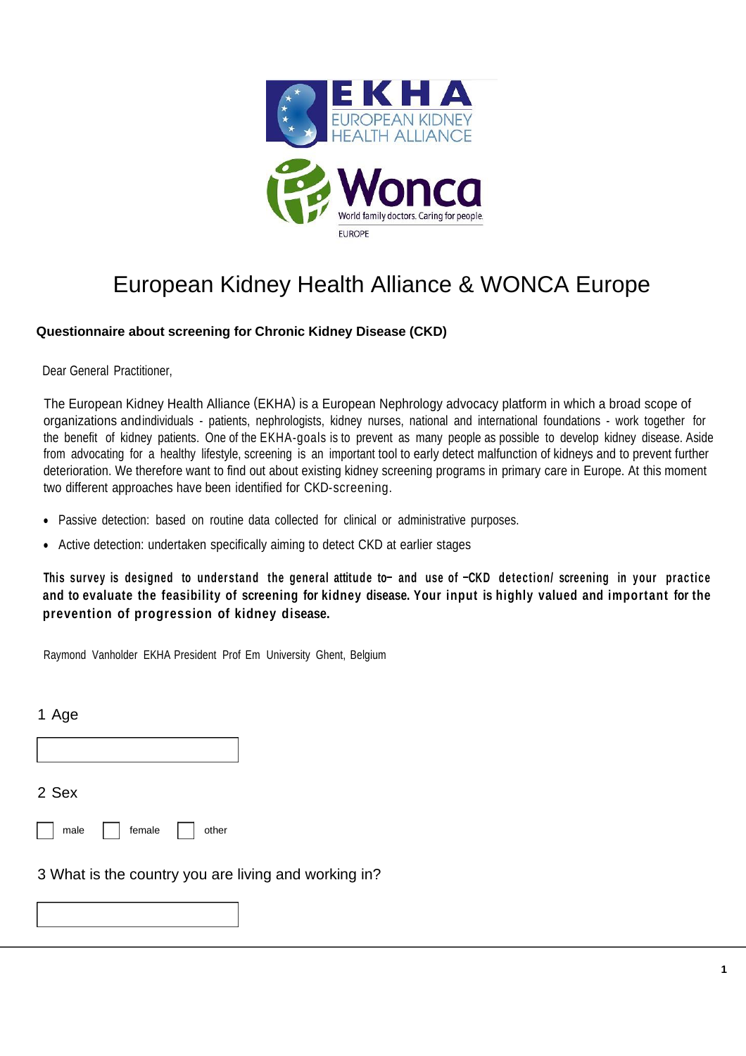# European Kidney Health Alliance & WONCA Europe

**Questionnaire about screening for Chronic Kidney Disease (CKD)**

Dear General Practitioner,

The European Kidney Health Alliance (EKHA) is a European Nephrology advocacy platform in which a broad scope of organizations and individuals - patients, nephrologists, kidney nurses, national and international foundations - work together for the benefit of kidney patients. One of the EKHA-goals is to prevent as many people as possible to develop kidney disease. Aside from advocating for a healthy lifestyle, screening is an important tool to early detect malfunction of kidneys and to prevent further deterioration. We therefore want to find out about existing kidney screening programs in primary care in Europe. At this moment two different approaches have been identified for CKD-screening.

- Passive detection: based on routine data collected for clinical or administrative purposes.
- Active detection: undertaken specifically aiming to detect CKD at earlier stages

**This survey is designed to understand the general attitude to– and use of –CKD detection/ screening in your practice and to evaluate the feasibility of screening for kidney disease. Your input is highly valued and important for the prevention of progression of kidney disease.**

Raymond Vanholder EKHA President Prof Em University Ghent, Belgium

1 Age

[ ]

2 Sex

[ ] male [ ] female [ ] other

3 What is the country you are living and working in?

[ ]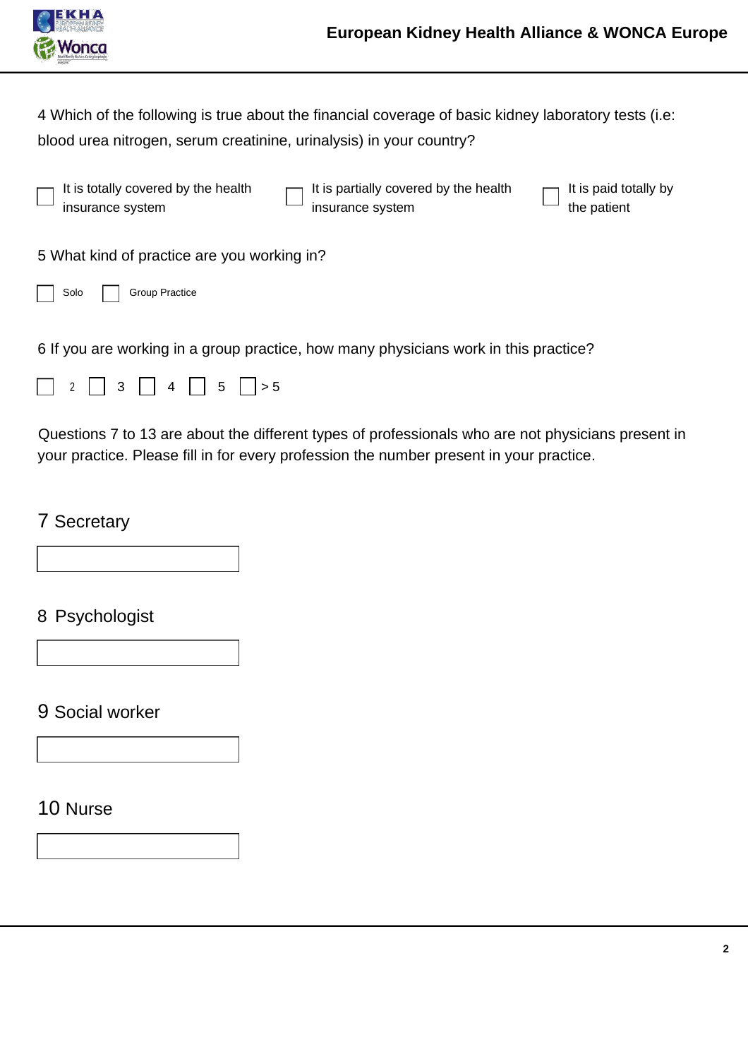4 Which of the following is true about the financial coverage of basic kidney laboratory tests (i.e: blood urea nitrogen, serum creatinine, urinalysis) in your country?

- [ ] It is totally covered by the health insurance system
- [ ] It is partially covered by the health insurance system
- [ ] It is paid totally by the patient

5 What kind of practice are you working in?

- [ ] Solo
- [ ] Group Practice

6 If you are working in a group practice, how many physicians work in this practice?

- [ ] 2
- [ ] 3
- [ ] 4
- [ ] 5
- [ ] > 5

Questions 7 to 13 are about the different types of professionals who are not physicians present in your practice. Please fill in for every profession the number present in your practice.

7 Secretary

\_\_\_\_\_\_\_\_\_\_

8 Psychologist

\_\_\_\_\_\_\_\_\_\_

9 Social worker

\_\_\_\_\_\_\_\_\_\_

10 Nurse

\_\_\_\_\_\_\_\_\_\_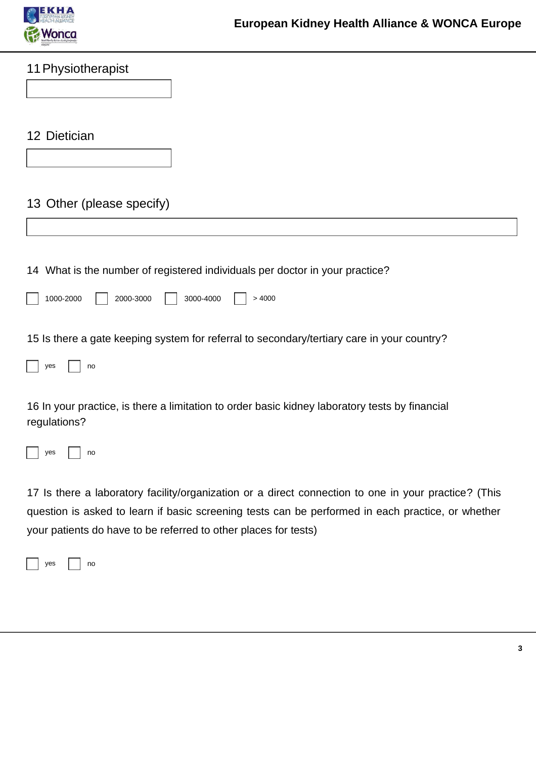11 Physiotherapist

☐

12 Dietician

☐

13 Other (please specify)

☐

14 What is the number of registered individuals per doctor in your practice?

☐ 1000-2000 ☐ 2000-3000 ☐ 3000-4000 ☐ > 4000

15 Is there a gate keeping system for referral to secondary/tertiary care in your country?

☐ yes ☐ no

16 In your practice, is there a limitation to order basic kidney laboratory tests by financial regulations?

☐ yes ☐ no

17 Is there a laboratory facility/organization or a direct connection to one in your practice? (This question is asked to learn if basic screening tests can be performed in each practice, or whether your patients do have to be referred to other places for tests)

☐ yes ☐ no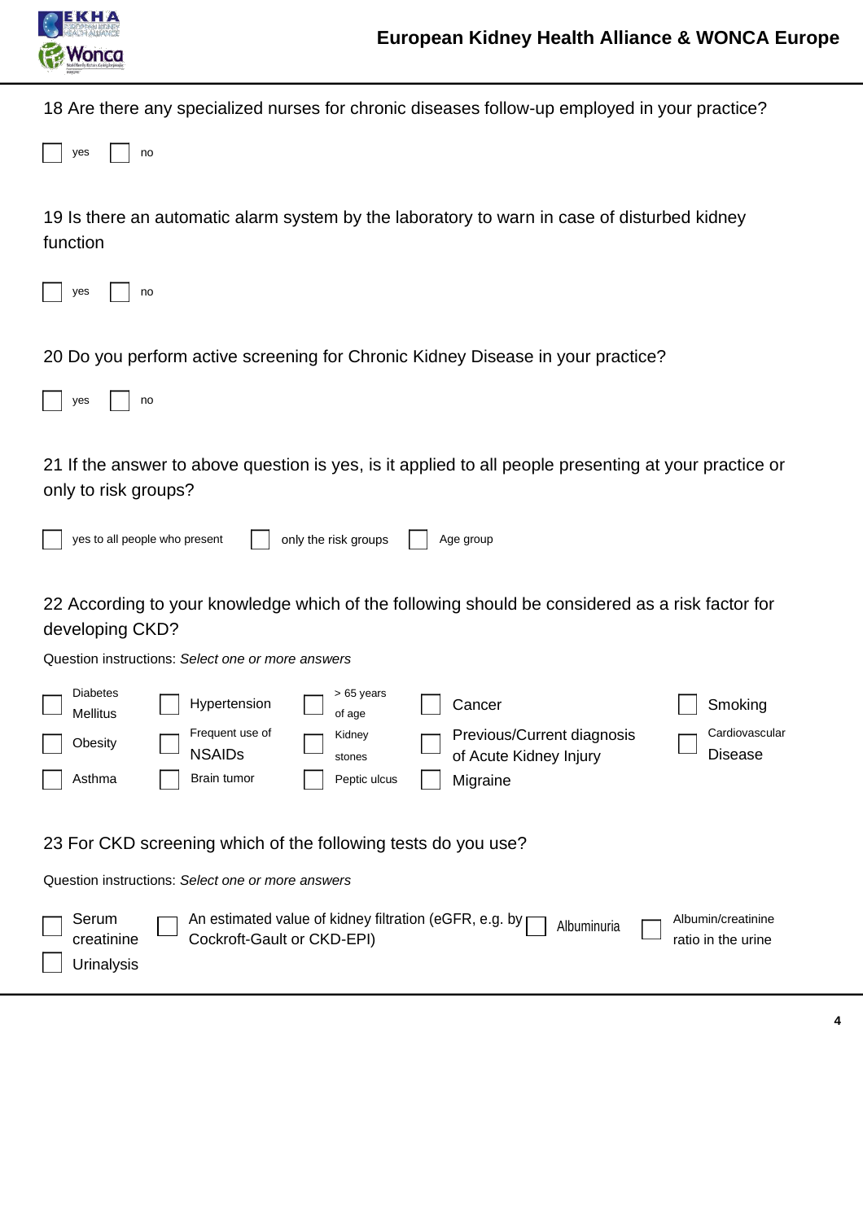18 Are there any specialized nurses for chronic diseases follow-up employed in your practice?

- [ ] yes
- [ ] no

19 Is there an automatic alarm system by the laboratory to warn in case of disturbed kidney function

- [ ] yes
- [ ] no

20 Do you perform active screening for Chronic Kidney Disease in your practice?

- [ ] yes
- [ ] no

21 If the answer to above question is yes, is it applied to all people presenting at your practice or only to risk groups?

- [ ] yes to all people who present
- [ ] only the risk groups
- [ ] Age group

22 According to your knowledge which of the following should be considered as a risk factor for developing CKD?

Question instructions: *Select one or more answers*

- [ ] Diabetes Mellitus
- [ ] Hypertension
- [ ] > 65 years of age
- [ ] Cancer
- [ ] Smoking
- [ ] Obesity
- [ ] Frequent use of NSAIDs
- [ ] Kidney stones
- [ ] Previous/Current diagnosis of Acute Kidney Injury
- [ ] Cardiovascular Disease
- [ ] Asthma
- [ ] Brain tumor
- [ ] Peptic ulcus
- [ ] Migraine

23 For CKD screening which of the following tests do you use?

Question instructions: *Select one or more answers*

- [ ] Serum creatinine
- [ ] An estimated value of kidney filtration (eGFR, e.g. by Cockroft-Gault or CKD-EPI)
- [ ] Albuminuria
- [ ] Albumin/creatinine ratio in the urine
- [ ] Urinalysis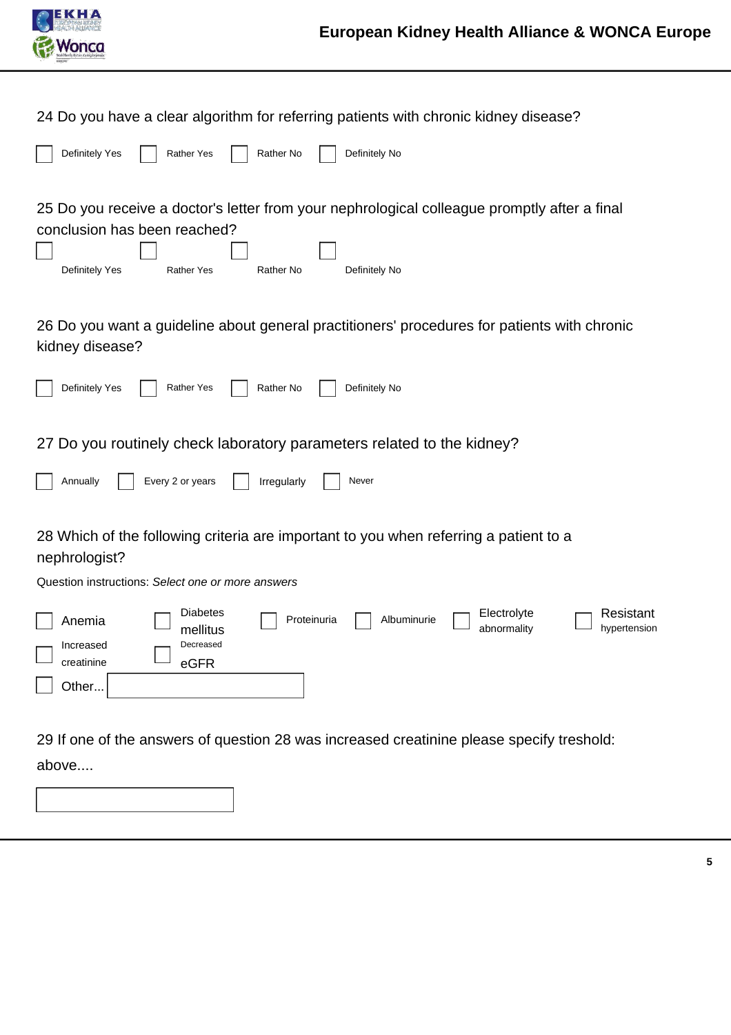24 Do you have a clear algorithm for referring patients with chronic kidney disease?

- [ ] Definitely Yes
- [ ] Rather Yes
- [ ] Rather No
- [ ] Definitely No

25 Do you receive a doctor's letter from your nephrological colleague promptly after a final conclusion has been reached?

- [ ] Definitely Yes
- [ ] Rather Yes
- [ ] Rather No
- [ ] Definitely No

26 Do you want a guideline about general practitioners' procedures for patients with chronic kidney disease?

- [ ] Definitely Yes
- [ ] Rather Yes
- [ ] Rather No
- [ ] Definitely No

27 Do you routinely check laboratory parameters related to the kidney?

- [ ] Annually
- [ ] Every 2 or years
- [ ] Irregularly
- [ ] Never

28 Which of the following criteria are important to you when referring a patient to a nephrologist?

Question instructions: *Select one or more answers*

- [ ] Anemia
- [ ] Diabetes mellitus
- [ ] Proteinuria
- [ ] Albuminurie
- [ ] Electrolyte abnormality
- [ ] Resistant hypertension
- [ ] Increased creatinine
- [ ] Decreased eGFR
- [ ] Other... ______________

29 If one of the answers of question 28 was increased creatinine please specify treshold: above....

______________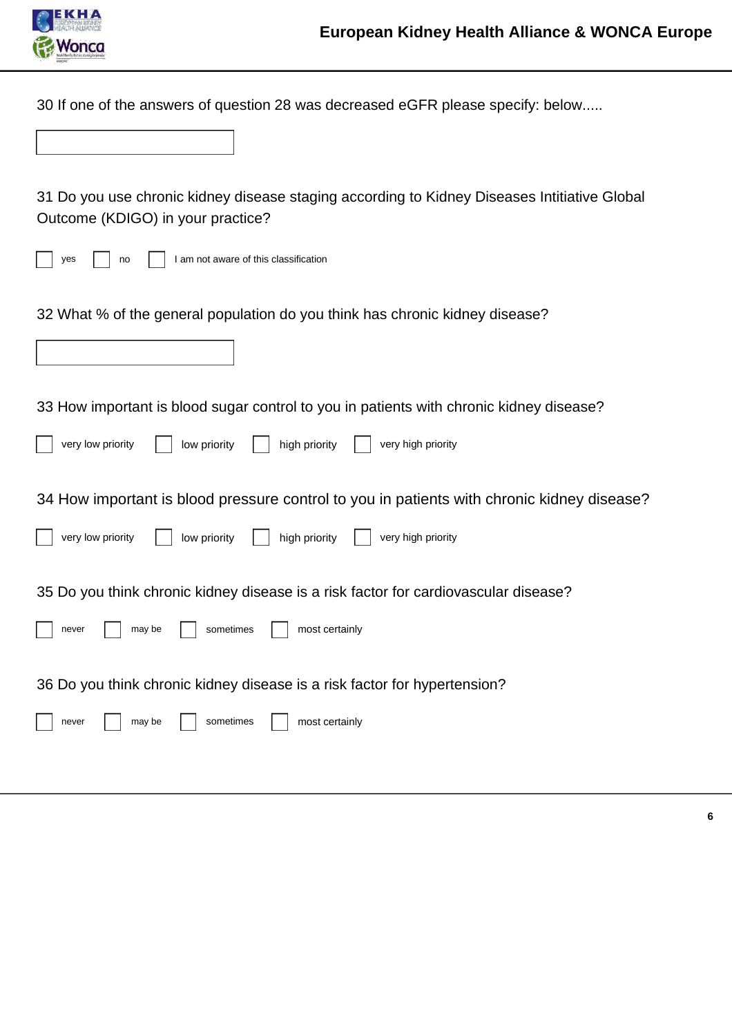30 If one of the answers of question 28 was decreased eGFR please specify: below.....

[ ]

31 Do you use chronic kidney disease staging according to Kidney Diseases Intitiative Global Outcome (KDIGO) in your practice?

- [ ] yes
- [ ] no
- [ ] I am not aware of this classification

32 What % of the general population do you think has chronic kidney disease?

[ ]

33 How important is blood sugar control to you in patients with chronic kidney disease?

- [ ] very low priority
- [ ] low priority
- [ ] high priority
- [ ] very high priority

34 How important is blood pressure control to you in patients with chronic kidney disease?

- [ ] very low priority
- [ ] low priority
- [ ] high priority
- [ ] very high priority

35 Do you think chronic kidney disease is a risk factor for cardiovascular disease?

- [ ] never
- [ ] may be
- [ ] sometimes
- [ ] most certainly

36 Do you think chronic kidney disease is a risk factor for hypertension?

- [ ] never
- [ ] may be
- [ ] sometimes
- [ ] most certainly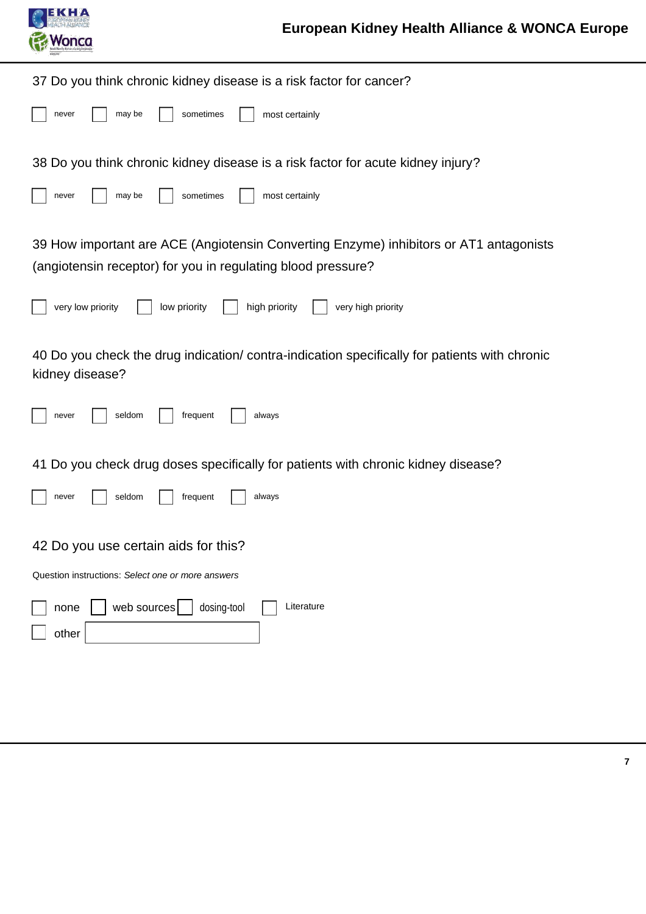37 Do you think chronic kidney disease is a risk factor for cancer?

- [ ] never
- [ ] may be
- [ ] sometimes
- [ ] most certainly

38 Do you think chronic kidney disease is a risk factor for acute kidney injury?

- [ ] never
- [ ] may be
- [ ] sometimes
- [ ] most certainly

39 How important are ACE (Angiotensin Converting Enzyme) inhibitors or AT1 antagonists (angiotensin receptor) for you in regulating blood pressure?

- [ ] very low priority
- [ ] low priority
- [ ] high priority
- [ ] very high priority

40 Do you check the drug indication/ contra-indication specifically for patients with chronic kidney disease?

- [ ] never
- [ ] seldom
- [ ] frequent
- [ ] always

41 Do you check drug doses specifically for patients with chronic kidney disease?

- [ ] never
- [ ] seldom
- [ ] frequent
- [ ] always

42 Do you use certain aids for this?

Question instructions: *Select one or more answers*

- [ ] none
- [ ] web sources
- [ ] dosing-tool
- [ ] Literature
- [ ] other ______________________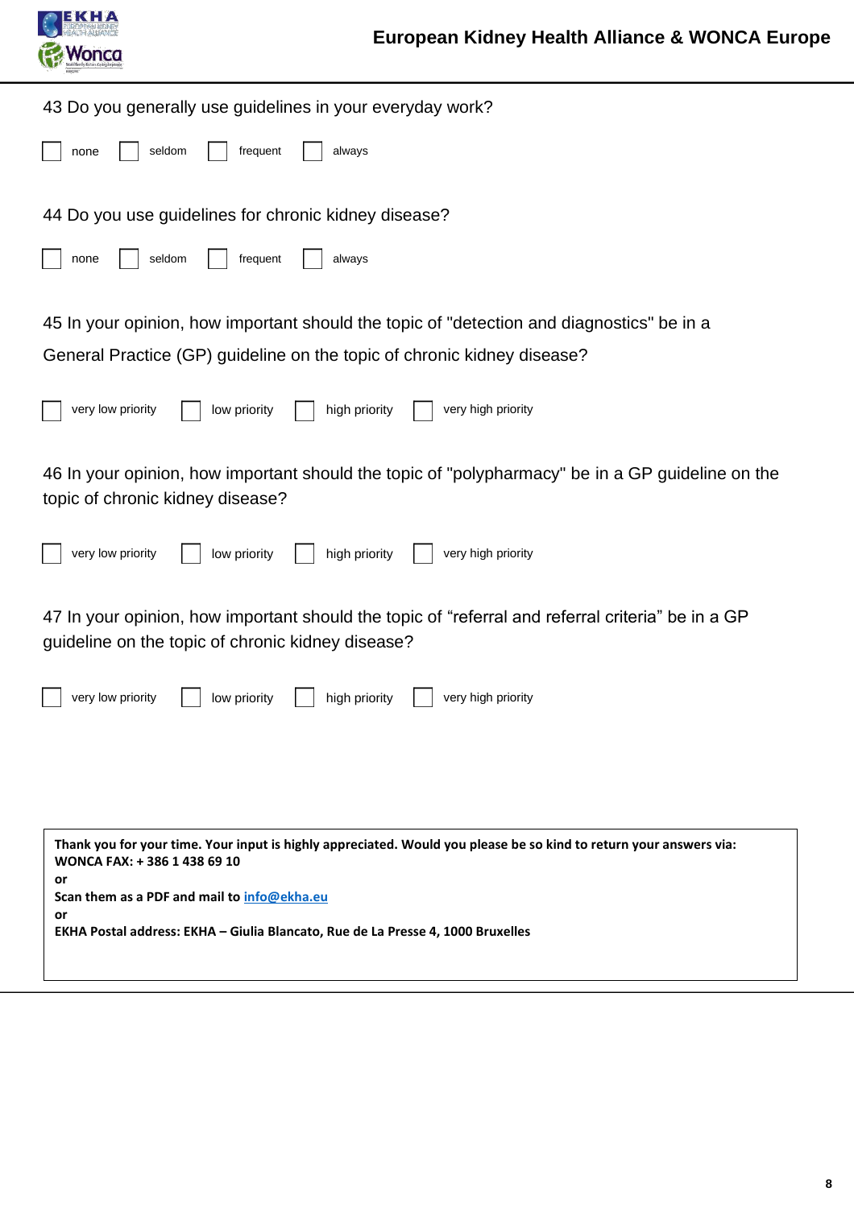43 Do you generally use guidelines in your everyday work?

☐ none ☐ seldom ☐ frequent ☐ always

44 Do you use guidelines for chronic kidney disease?

☐ none ☐ seldom ☐ frequent ☐ always

45 In your opinion, how important should the topic of "detection and diagnostics" be in a General Practice (GP) guideline on the topic of chronic kidney disease?

☐ very low priority ☐ low priority ☐ high priority ☐ very high priority

46 In your opinion, how important should the topic of "polypharmacy" be in a GP guideline on the topic of chronic kidney disease?

☐ very low priority ☐ low priority ☐ high priority ☐ very high priority

47 In your opinion, how important should the topic of “referral and referral criteria” be in a GP guideline on the topic of chronic kidney disease?

☐ very low priority ☐ low priority ☐ high priority ☐ very high priority

**Thank you for your time. Your input is highly appreciated. Would you please be so kind to return your answers via:**
**WONCA FAX: + 386 1 438 69 10**
**or**
**Scan them as a PDF and mail to info@ekha.eu**
**or**
**EKHA Postal address: EKHA – Giulia Blancato, Rue de La Presse 4, 1000 Bruxelles**